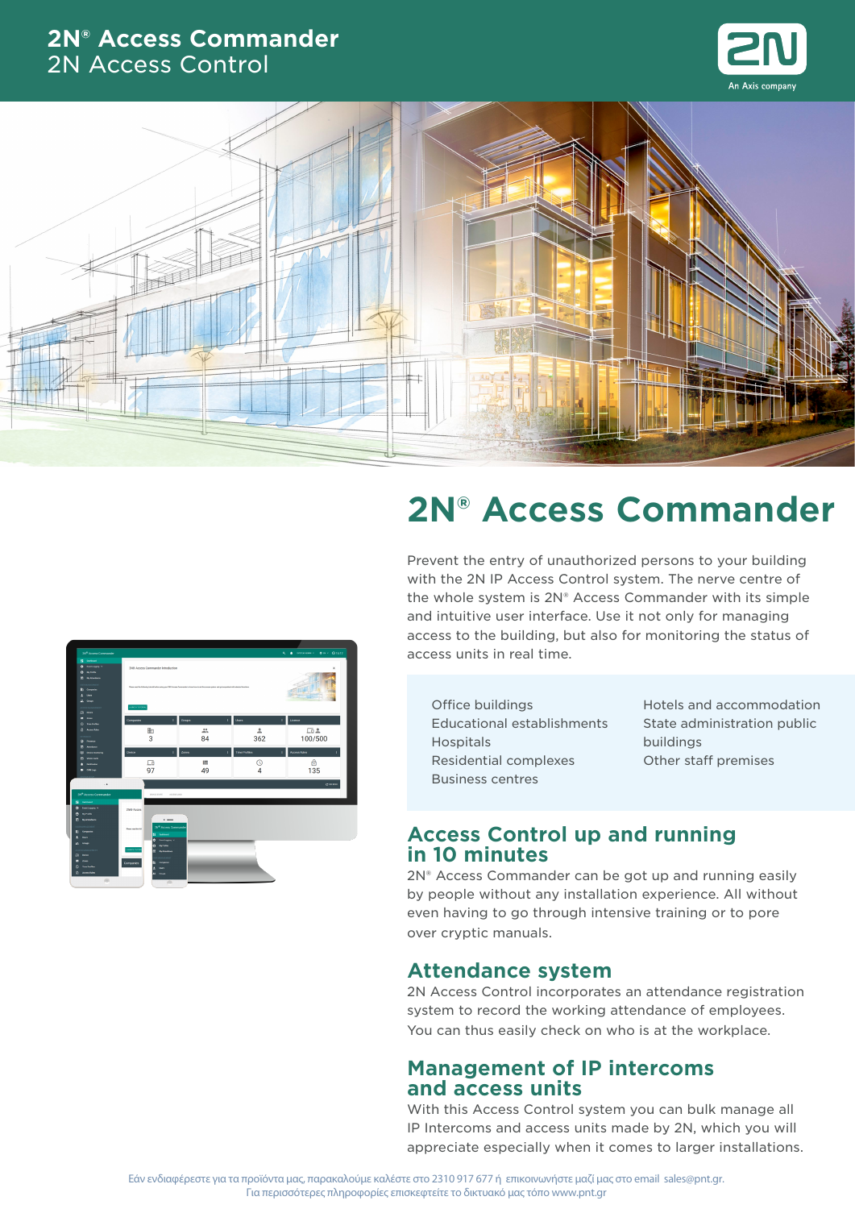# 2N® Access Commander
2N Access Control

2N
An Axis company

## 2N® Access Commander

Prevent the entry of unauthorized persons to your building with the 2N IP Access Control system. The nerve centre of the whole system is 2N® Access Commander with its simple and intuitive user interface. Use it not only for managing access to the building, but also for monitoring the status of access units in real time.

- Office buildings
- Educational establishments
- Hospitals
- Residential complexes
- Business centres
- Hotels and accommodation
- State administration public buildings
- Other staff premises

### Access Control up and running in 10 minutes

2N® Access Commander can be got up and running easily by people without any installation experience. All without even having to go through intensive training or to pore over cryptic manuals.

### Attendance system

2N Access Control incorporates an attendance registration system to record the working attendance of employees. You can thus easily check on who is at the workplace.

### Management of IP intercoms and access units

With this Access Control system you can bulk manage all IP Intercoms and access units made by 2N, which you will appreciate especially when it comes to larger installations.

Εάν ενδιαφέρεστε για τα προϊόντα μας, παρακαλούμε καλέστε στο 2310 917 677 ή επικοινωνήστε μαζί μας στο email sales@pnt.gr.
Για περισσότερες πληροφορίες επισκεφτείτε το δικτυακό μας τόπο www.pnt.gr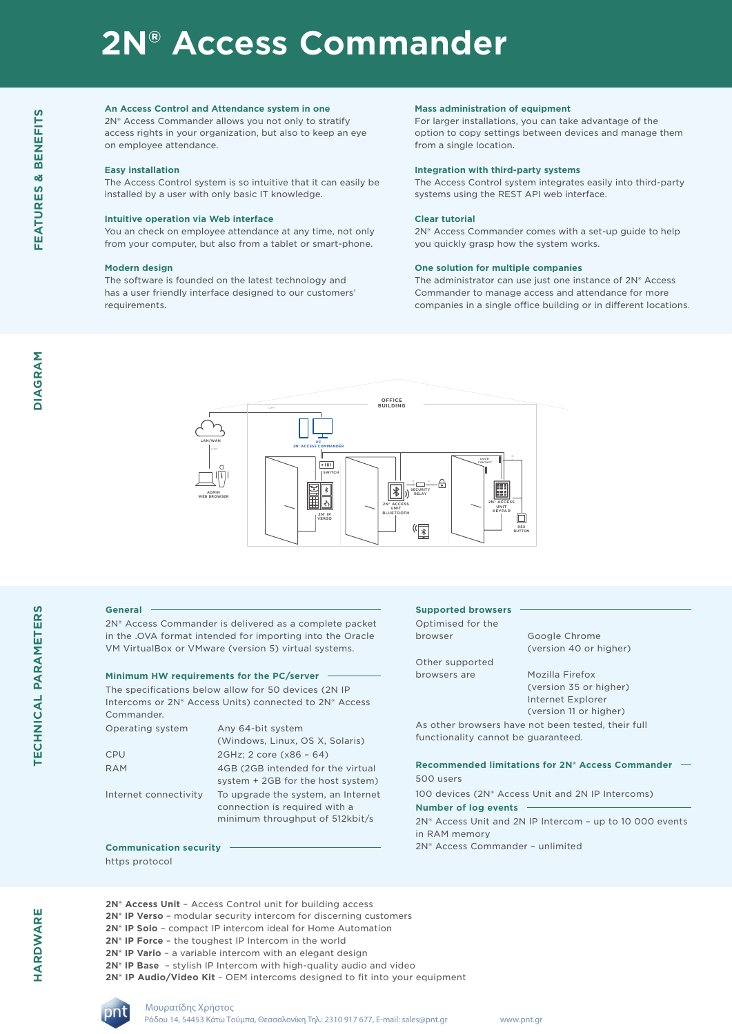# 2N® Access Commander

## FEATURES & BENEFITS

**An Access Control and Attendance system in one**
2N® Access Commander allows you not only to stratify access rights in your organization, but also to keep an eye on employee attendance.

**Easy installation**
The Access Control system is so intuitive that it can easily be installed by a user with only basic IT knowledge.

**Intuitive operation via Web interface**
You an check on employee attendance at any time, not only from your computer, but also from a tablet or smart-phone.

**Modern design**
The software is founded on the latest technology and has a user friendly interface designed to our customers' requirements.

**Mass administration of equipment**
For larger installations, you can take advantage of the option to copy settings between devices and manage them from a single location.

**Integration with third-party systems**
The Access Control system integrates easily into third-party systems using the REST API web interface.

**Clear tutorial**
2N® Access Commander comes with a set-up guide to help you quickly grasp how the system works.

**One solution for multiple companies**
The administrator can use just one instance of 2N® Access Commander to manage access and attendance for more companies in a single office building or in different locations.

## DIAGRAM

OFFICE BUILDING
LAN/WAN
UTP
PC
2N® ACCESS COMMANDER
ADMIN
WEB BROWSER
SWITCH
2N® IP VERSO
2N® ACCESS UNIT BLUETOOTH
SECURITY RELAY
DOOR CONTACT
2N® ACCESS UNIT KEYPAD
REX BUTTON

## TECHNICAL PARAMETERS

### General

2N® Access Commander is delivered as a complete packet in the .OVA format intended for importing into the Oracle VM VirtualBox or VMware (version 5) virtual systems.

### Minimum HW requirements for the PC/server

The specifications below allow for 50 devices (2N IP Intercoms or 2N® Access Units) connected to 2N® Access Commander.

| | |
|---|---|
| Operating system | Any 64-bit system (Windows, Linux, OS X, Solaris) |
| CPU | 2GHz; 2 core (x86 – 64) |
| RAM | 4GB (2GB intended for the virtual system + 2GB for the host system) |
| Internet connectivity | To upgrade the system, an Internet connection is required with a minimum throughput of 512kbit/s |

### Communication security

https protocol

### Supported browsers

| | |
|---|---|
| Optimised for the browser | Google Chrome (version 40 or higher) |
| Other supported browsers are | Mozilla Firefox (version 35 or higher) Internet Explorer (version 11 or higher) |

As other browsers have not been tested, their full functionality cannot be guaranteed.

### Recommended limitations for 2N® Access Commander

500 users

100 devices (2N® Access Unit and 2N IP Intercoms)

### Number of log events

2N® Access Unit and 2N IP Intercom – up to 10 000 events in RAM memory
2N® Access Commander – unlimited

## HARDWARE

**2N® Access Unit** – Access Control unit for building access
**2N® IP Verso** – modular security intercom for discerning customers
**2N® IP Solo** – compact IP intercom ideal for Home Automation
**2N® IP Force** – the toughest IP Intercom in the world
**2N® IP Vario** – a variable intercom with an elegant design
**2N® IP Base** – stylish IP Intercom with high-quality audio and video
**2N® IP Audio/Video Kit** – OEM intercoms designed to fit into your equipment

pnt
Μουρατίδης Χρήστος
Ρόδου 14, 54453 Κάτω Τούμπα, Θεσσαλονίκη Τηλ.: 2310 917 677, E-mail: sales@pnt.gr
www.pnt.gr